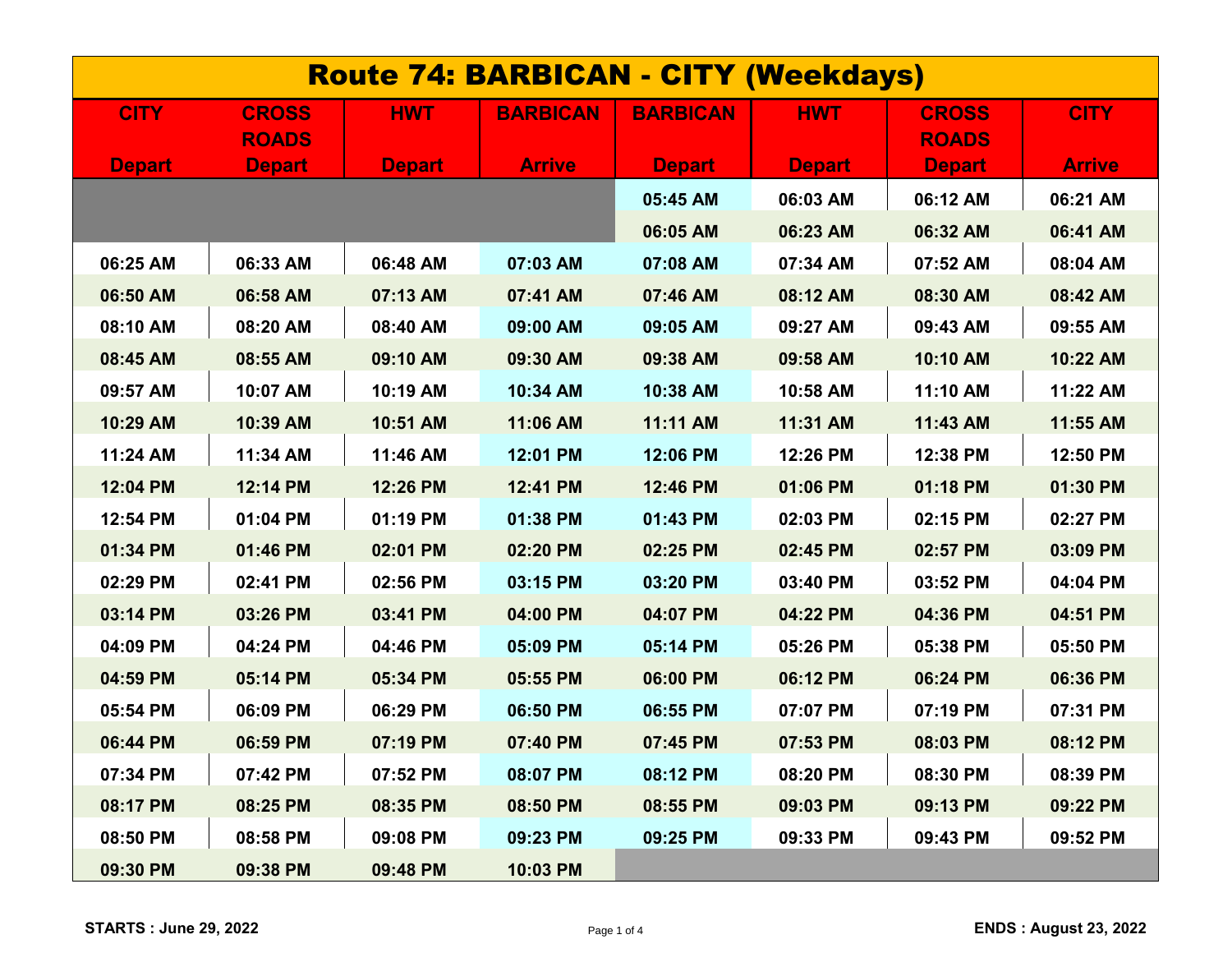# Route 74: BARBICAN - CITY (Weekdays)

| CITY Depart | CROSS ROADS Depart | HWT Depart | BARBICAN Arrive | BARBICAN Depart | HWT Depart | CROSS ROADS Depart | CITY Arrive |
|---|---|---|---|---|---|---|---|
| | | | | 05:45 AM | 06:03 AM | 06:12 AM | 06:21 AM |
| | | | | 06:05 AM | 06:23 AM | 06:32 AM | 06:41 AM |
| 06:25 AM | 06:33 AM | 06:48 AM | 07:03 AM | 07:08 AM | 07:34 AM | 07:52 AM | 08:04 AM |
| 06:50 AM | 06:58 AM | 07:13 AM | 07:41 AM | 07:46 AM | 08:12 AM | 08:30 AM | 08:42 AM |
| 08:10 AM | 08:20 AM | 08:40 AM | 09:00 AM | 09:05 AM | 09:27 AM | 09:43 AM | 09:55 AM |
| 08:45 AM | 08:55 AM | 09:10 AM | 09:30 AM | 09:38 AM | 09:58 AM | 10:10 AM | 10:22 AM |
| 09:57 AM | 10:07 AM | 10:19 AM | 10:34 AM | 10:38 AM | 10:58 AM | 11:10 AM | 11:22 AM |
| 10:29 AM | 10:39 AM | 10:51 AM | 11:06 AM | 11:11 AM | 11:31 AM | 11:43 AM | 11:55 AM |
| 11:24 AM | 11:34 AM | 11:46 AM | 12:01 PM | 12:06 PM | 12:26 PM | 12:38 PM | 12:50 PM |
| 12:04 PM | 12:14 PM | 12:26 PM | 12:41 PM | 12:46 PM | 01:06 PM | 01:18 PM | 01:30 PM |
| 12:54 PM | 01:04 PM | 01:19 PM | 01:38 PM | 01:43 PM | 02:03 PM | 02:15 PM | 02:27 PM |
| 01:34 PM | 01:46 PM | 02:01 PM | 02:20 PM | 02:25 PM | 02:45 PM | 02:57 PM | 03:09 PM |
| 02:29 PM | 02:41 PM | 02:56 PM | 03:15 PM | 03:20 PM | 03:40 PM | 03:52 PM | 04:04 PM |
| 03:14 PM | 03:26 PM | 03:41 PM | 04:00 PM | 04:07 PM | 04:22 PM | 04:36 PM | 04:51 PM |
| 04:09 PM | 04:24 PM | 04:46 PM | 05:09 PM | 05:14 PM | 05:26 PM | 05:38 PM | 05:50 PM |
| 04:59 PM | 05:14 PM | 05:34 PM | 05:55 PM | 06:00 PM | 06:12 PM | 06:24 PM | 06:36 PM |
| 05:54 PM | 06:09 PM | 06:29 PM | 06:50 PM | 06:55 PM | 07:07 PM | 07:19 PM | 07:31 PM |
| 06:44 PM | 06:59 PM | 07:19 PM | 07:40 PM | 07:45 PM | 07:53 PM | 08:03 PM | 08:12 PM |
| 07:34 PM | 07:42 PM | 07:52 PM | 08:07 PM | 08:12 PM | 08:20 PM | 08:30 PM | 08:39 PM |
| 08:17 PM | 08:25 PM | 08:35 PM | 08:50 PM | 08:55 PM | 09:03 PM | 09:13 PM | 09:22 PM |
| 08:50 PM | 08:58 PM | 09:08 PM | 09:23 PM | 09:25 PM | 09:33 PM | 09:43 PM | 09:52 PM |
| 09:30 PM | 09:38 PM | 09:48 PM | 10:03 PM | | | | |

**STARTS : June 29, 2022**

**ENDS : August 23, 2022**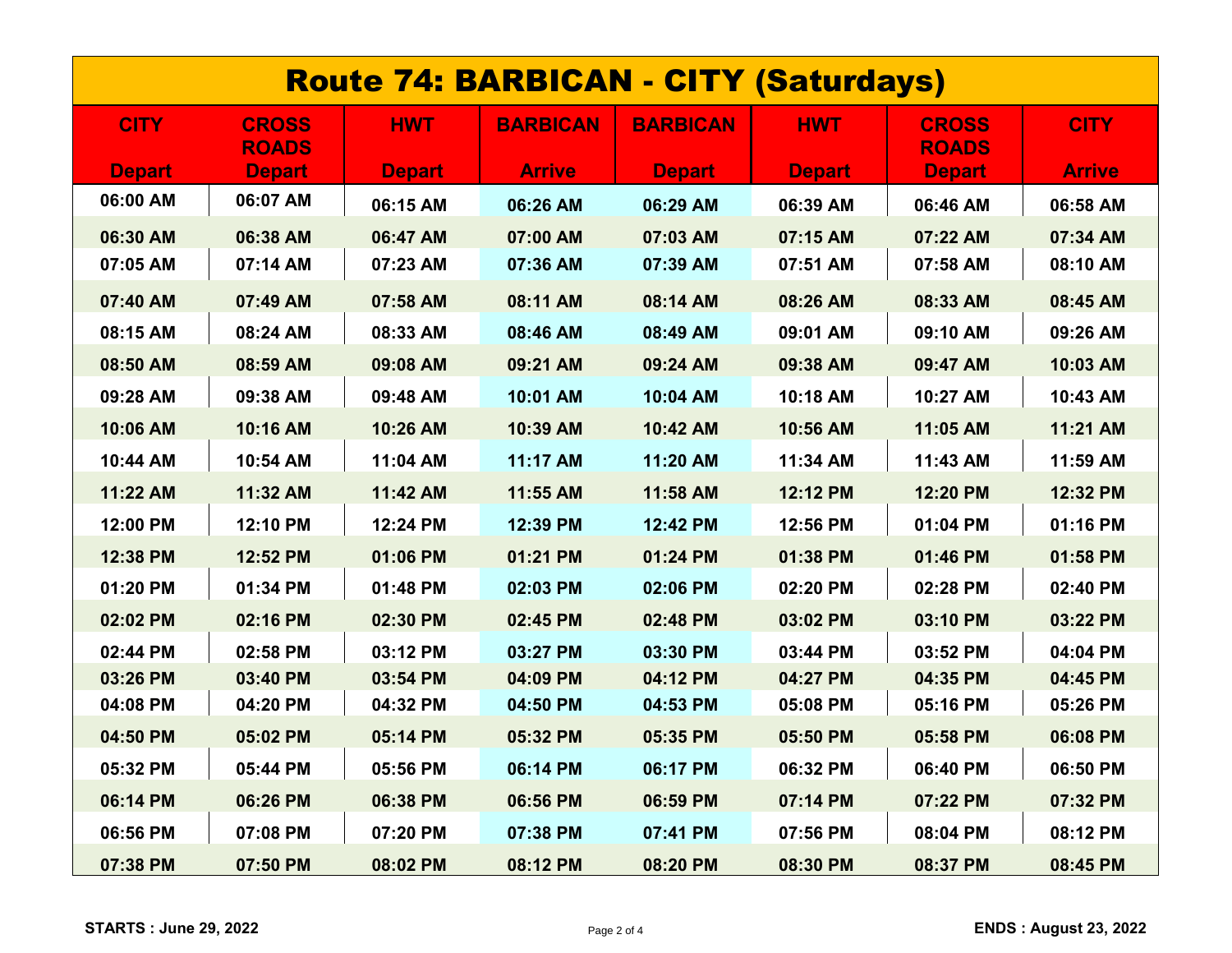# Route 74: BARBICAN - CITY (Saturdays)

| CITY Depart | CROSS ROADS Depart | HWT Depart | BARBICAN Arrive | BARBICAN Depart | HWT Depart | CROSS ROADS Depart | CITY Arrive |
|---|---|---|---|---|---|---|---|
| 06:00 AM | 06:07 AM | 06:15 AM | 06:26 AM | 06:29 AM | 06:39 AM | 06:46 AM | 06:58 AM |
| 06:30 AM | 06:38 AM | 06:47 AM | 07:00 AM | 07:03 AM | 07:15 AM | 07:22 AM | 07:34 AM |
| 07:05 AM | 07:14 AM | 07:23 AM | 07:36 AM | 07:39 AM | 07:51 AM | 07:58 AM | 08:10 AM |
| 07:40 AM | 07:49 AM | 07:58 AM | 08:11 AM | 08:14 AM | 08:26 AM | 08:33 AM | 08:45 AM |
| 08:15 AM | 08:24 AM | 08:33 AM | 08:46 AM | 08:49 AM | 09:01 AM | 09:10 AM | 09:26 AM |
| 08:50 AM | 08:59 AM | 09:08 AM | 09:21 AM | 09:24 AM | 09:38 AM | 09:47 AM | 10:03 AM |
| 09:28 AM | 09:38 AM | 09:48 AM | 10:01 AM | 10:04 AM | 10:18 AM | 10:27 AM | 10:43 AM |
| 10:06 AM | 10:16 AM | 10:26 AM | 10:39 AM | 10:42 AM | 10:56 AM | 11:05 AM | 11:21 AM |
| 10:44 AM | 10:54 AM | 11:04 AM | 11:17 AM | 11:20 AM | 11:34 AM | 11:43 AM | 11:59 AM |
| 11:22 AM | 11:32 AM | 11:42 AM | 11:55 AM | 11:58 AM | 12:12 PM | 12:20 PM | 12:32 PM |
| 12:00 PM | 12:10 PM | 12:24 PM | 12:39 PM | 12:42 PM | 12:56 PM | 01:04 PM | 01:16 PM |
| 12:38 PM | 12:52 PM | 01:06 PM | 01:21 PM | 01:24 PM | 01:38 PM | 01:46 PM | 01:58 PM |
| 01:20 PM | 01:34 PM | 01:48 PM | 02:03 PM | 02:06 PM | 02:20 PM | 02:28 PM | 02:40 PM |
| 02:02 PM | 02:16 PM | 02:30 PM | 02:45 PM | 02:48 PM | 03:02 PM | 03:10 PM | 03:22 PM |
| 02:44 PM | 02:58 PM | 03:12 PM | 03:27 PM | 03:30 PM | 03:44 PM | 03:52 PM | 04:04 PM |
| 03:26 PM | 03:40 PM | 03:54 PM | 04:09 PM | 04:12 PM | 04:27 PM | 04:35 PM | 04:45 PM |
| 04:08 PM | 04:20 PM | 04:32 PM | 04:50 PM | 04:53 PM | 05:08 PM | 05:16 PM | 05:26 PM |
| 04:50 PM | 05:02 PM | 05:14 PM | 05:32 PM | 05:35 PM | 05:50 PM | 05:58 PM | 06:08 PM |
| 05:32 PM | 05:44 PM | 05:56 PM | 06:14 PM | 06:17 PM | 06:32 PM | 06:40 PM | 06:50 PM |
| 06:14 PM | 06:26 PM | 06:38 PM | 06:56 PM | 06:59 PM | 07:14 PM | 07:22 PM | 07:32 PM |
| 06:56 PM | 07:08 PM | 07:20 PM | 07:38 PM | 07:41 PM | 07:56 PM | 08:04 PM | 08:12 PM |
| 07:38 PM | 07:50 PM | 08:02 PM | 08:12 PM | 08:20 PM | 08:30 PM | 08:37 PM | 08:45 PM |

**STARTS : June 29, 2022**

**ENDS : August 23, 2022**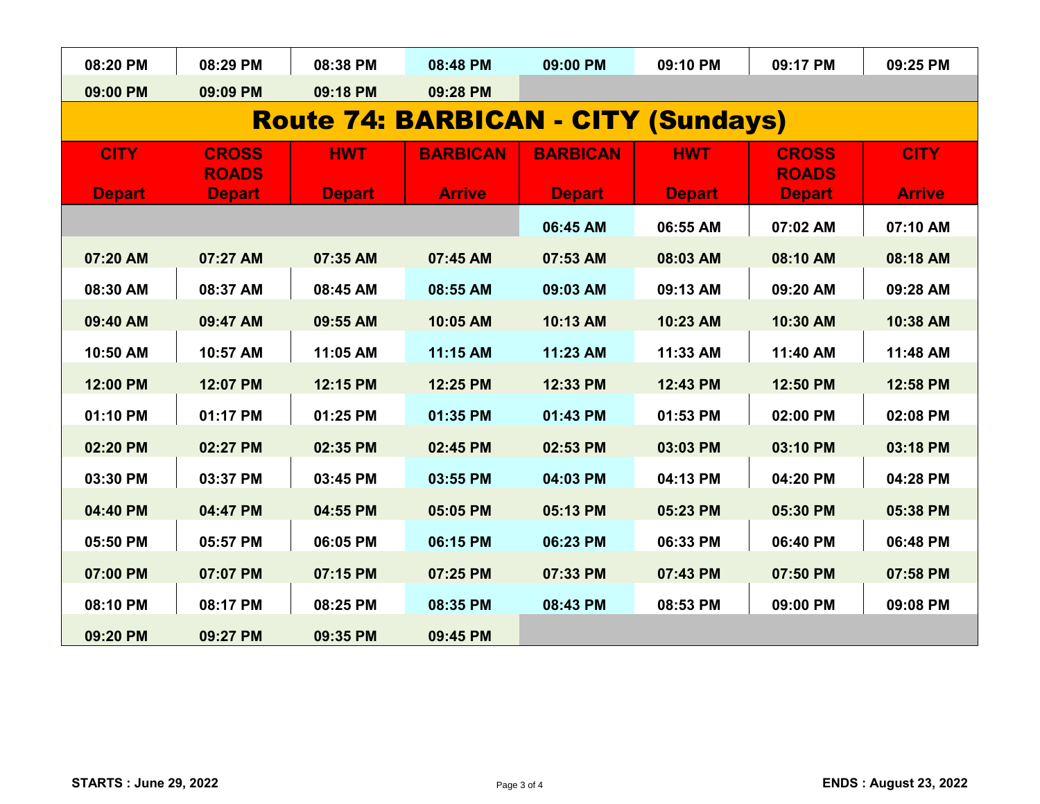| | | | | | | | |
|---|---|---|---|---|---|---|---|
| 08:20 PM | 08:29 PM | 08:38 PM | 08:48 PM | 09:00 PM | 09:10 PM | 09:17 PM | 09:25 PM |
| 09:00 PM | 09:09 PM | 09:18 PM | 09:28 PM | | | | |

## Route 74: BARBICAN - CITY (Sundays)

| CITY Depart | CROSS ROADS Depart | HWT Depart | BARBICAN Arrive | BARBICAN Depart | HWT Depart | CROSS ROADS Depart | CITY Arrive |
|---|---|---|---|---|---|---|---|
| | | | | 06:45 AM | 06:55 AM | 07:02 AM | 07:10 AM |
| 07:20 AM | 07:27 AM | 07:35 AM | 07:45 AM | 07:53 AM | 08:03 AM | 08:10 AM | 08:18 AM |
| 08:30 AM | 08:37 AM | 08:45 AM | 08:55 AM | 09:03 AM | 09:13 AM | 09:20 AM | 09:28 AM |
| 09:40 AM | 09:47 AM | 09:55 AM | 10:05 AM | 10:13 AM | 10:23 AM | 10:30 AM | 10:38 AM |
| 10:50 AM | 10:57 AM | 11:05 AM | 11:15 AM | 11:23 AM | 11:33 AM | 11:40 AM | 11:48 AM |
| 12:00 PM | 12:07 PM | 12:15 PM | 12:25 PM | 12:33 PM | 12:43 PM | 12:50 PM | 12:58 PM |
| 01:10 PM | 01:17 PM | 01:25 PM | 01:35 PM | 01:43 PM | 01:53 PM | 02:00 PM | 02:08 PM |
| 02:20 PM | 02:27 PM | 02:35 PM | 02:45 PM | 02:53 PM | 03:03 PM | 03:10 PM | 03:18 PM |
| 03:30 PM | 03:37 PM | 03:45 PM | 03:55 PM | 04:03 PM | 04:13 PM | 04:20 PM | 04:28 PM |
| 04:40 PM | 04:47 PM | 04:55 PM | 05:05 PM | 05:13 PM | 05:23 PM | 05:30 PM | 05:38 PM |
| 05:50 PM | 05:57 PM | 06:05 PM | 06:15 PM | 06:23 PM | 06:33 PM | 06:40 PM | 06:48 PM |
| 07:00 PM | 07:07 PM | 07:15 PM | 07:25 PM | 07:33 PM | 07:43 PM | 07:50 PM | 07:58 PM |
| 08:10 PM | 08:17 PM | 08:25 PM | 08:35 PM | 08:43 PM | 08:53 PM | 09:00 PM | 09:08 PM |
| 09:20 PM | 09:27 PM | 09:35 PM | 09:45 PM | | | | |

**STARTS : June 29, 2022** **ENDS : August 23, 2022**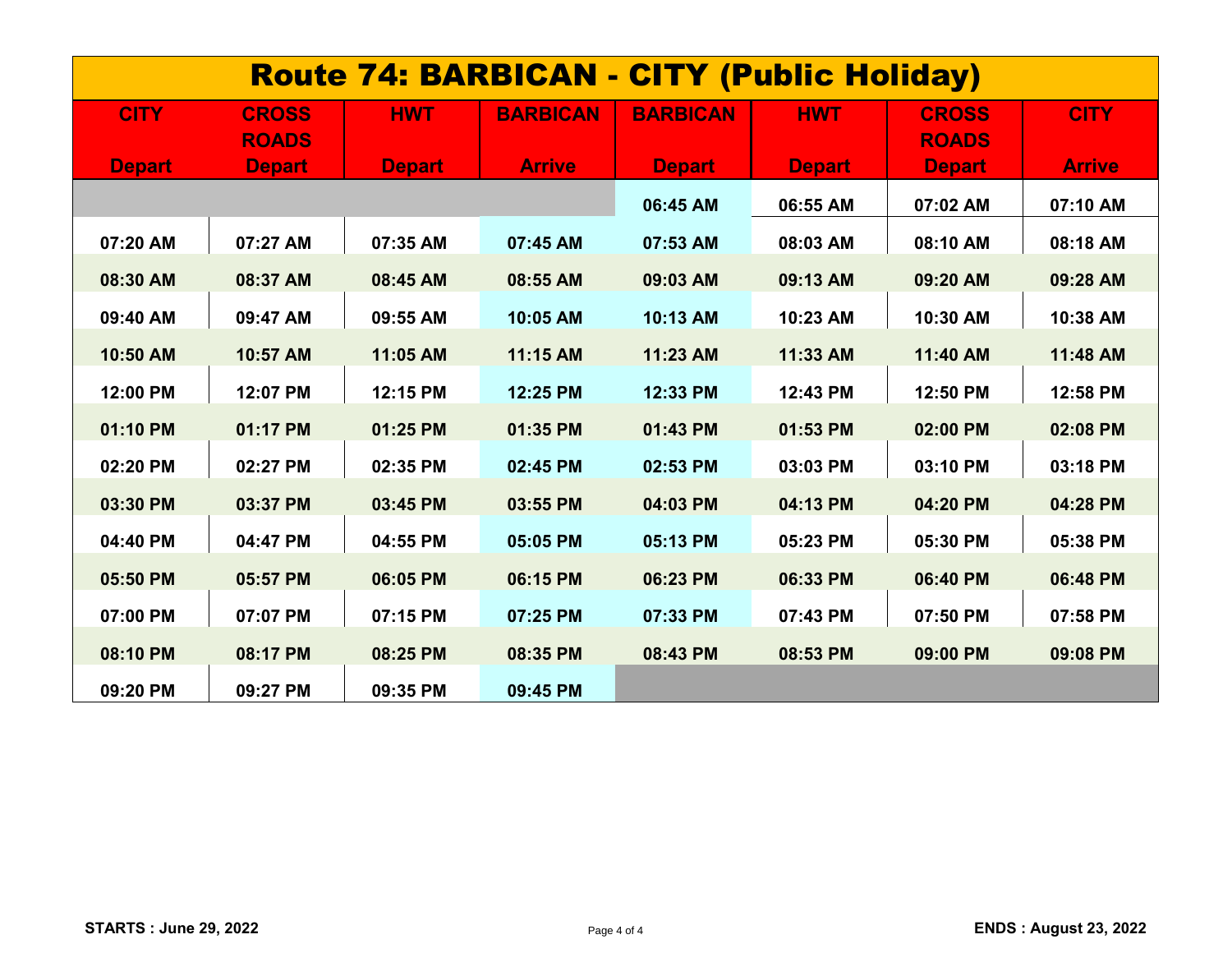# Route 74: BARBICAN - CITY (Public Holiday)

| CITY Depart | CROSS ROADS Depart | HWT Depart | BARBICAN Arrive | BARBICAN Depart | HWT Depart | CROSS ROADS Depart | CITY Arrive |
|---|---|---|---|---|---|---|---|
| | | | | 06:45 AM | 06:55 AM | 07:02 AM | 07:10 AM |
| 07:20 AM | 07:27 AM | 07:35 AM | 07:45 AM | 07:53 AM | 08:03 AM | 08:10 AM | 08:18 AM |
| 08:30 AM | 08:37 AM | 08:45 AM | 08:55 AM | 09:03 AM | 09:13 AM | 09:20 AM | 09:28 AM |
| 09:40 AM | 09:47 AM | 09:55 AM | 10:05 AM | 10:13 AM | 10:23 AM | 10:30 AM | 10:38 AM |
| 10:50 AM | 10:57 AM | 11:05 AM | 11:15 AM | 11:23 AM | 11:33 AM | 11:40 AM | 11:48 AM |
| 12:00 PM | 12:07 PM | 12:15 PM | 12:25 PM | 12:33 PM | 12:43 PM | 12:50 PM | 12:58 PM |
| 01:10 PM | 01:17 PM | 01:25 PM | 01:35 PM | 01:43 PM | 01:53 PM | 02:00 PM | 02:08 PM |
| 02:20 PM | 02:27 PM | 02:35 PM | 02:45 PM | 02:53 PM | 03:03 PM | 03:10 PM | 03:18 PM |
| 03:30 PM | 03:37 PM | 03:45 PM | 03:55 PM | 04:03 PM | 04:13 PM | 04:20 PM | 04:28 PM |
| 04:40 PM | 04:47 PM | 04:55 PM | 05:05 PM | 05:13 PM | 05:23 PM | 05:30 PM | 05:38 PM |
| 05:50 PM | 05:57 PM | 06:05 PM | 06:15 PM | 06:23 PM | 06:33 PM | 06:40 PM | 06:48 PM |
| 07:00 PM | 07:07 PM | 07:15 PM | 07:25 PM | 07:33 PM | 07:43 PM | 07:50 PM | 07:58 PM |
| 08:10 PM | 08:17 PM | 08:25 PM | 08:35 PM | 08:43 PM | 08:53 PM | 09:00 PM | 09:08 PM |
| 09:20 PM | 09:27 PM | 09:35 PM | 09:45 PM | | | | |

**STARTS : June 29, 2022**

**ENDS : August 23, 2022**